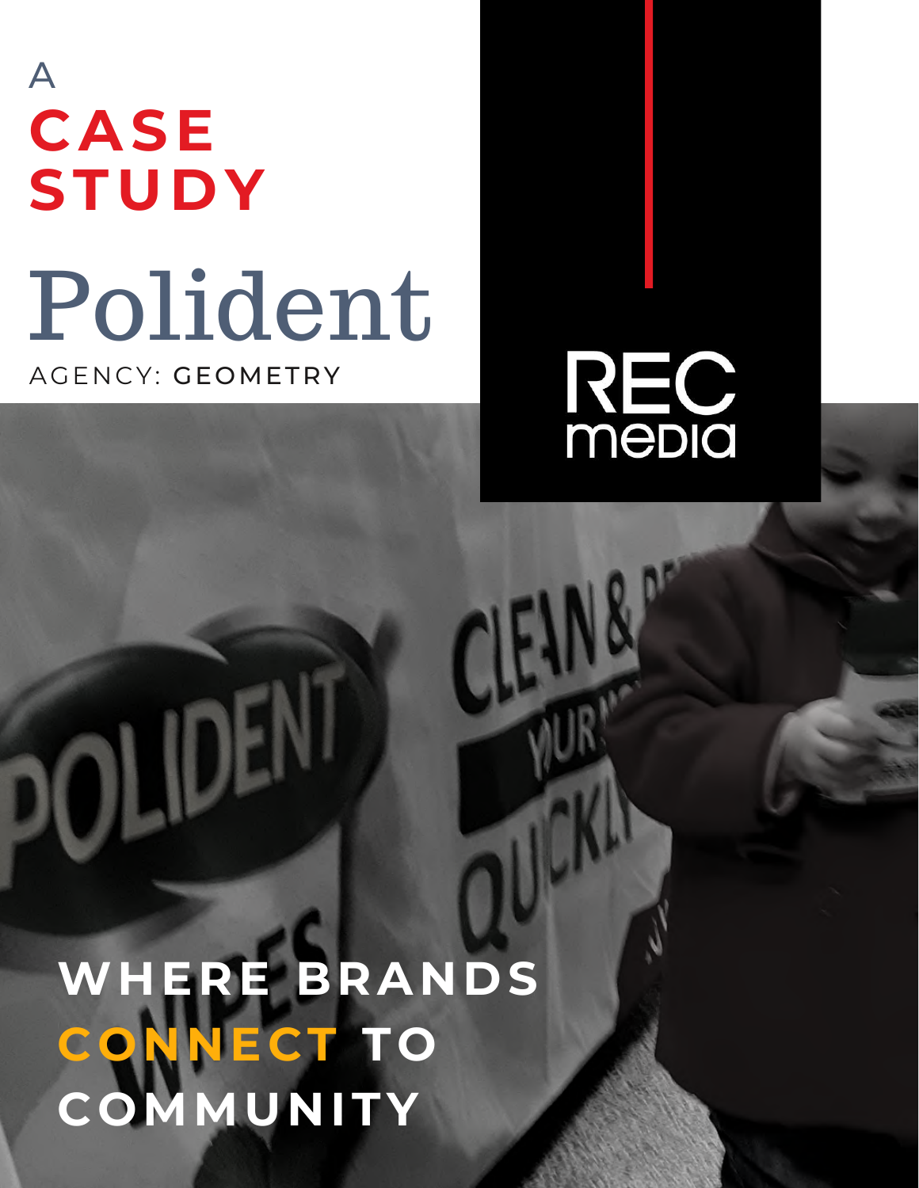A

# CASE STUDY

# Polident

AGENCY: **GEOMETRY**

REC media

**WHERE BRANDS CONNECT TO COMMUNITY**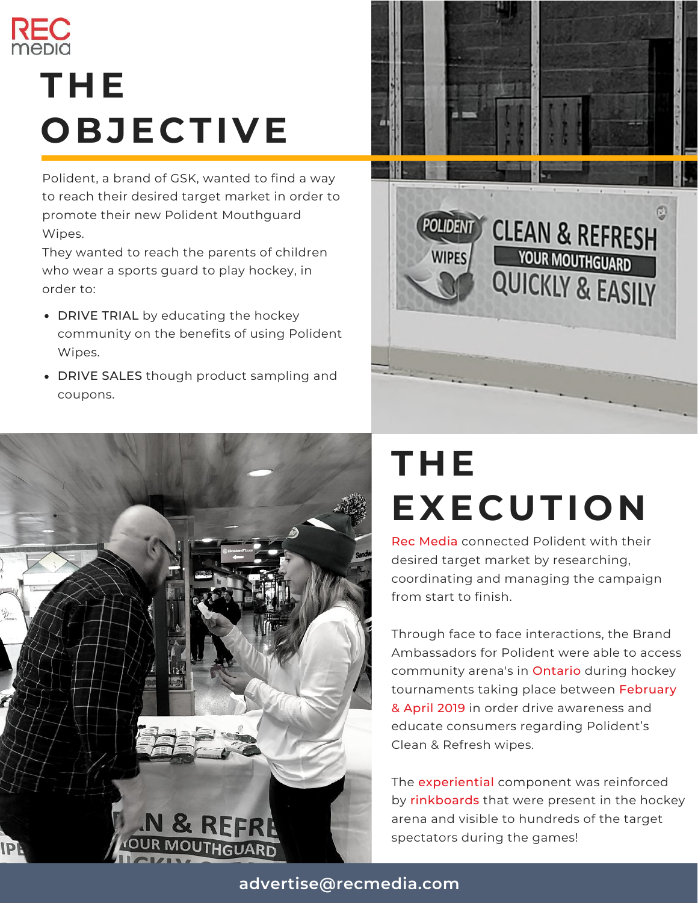REC media

# THE OBJECTIVE

Polident, a brand of GSK, wanted to find a way to reach their desired target market in order to promote their new Polident Mouthguard Wipes.
They wanted to reach the parents of children who wear a sports guard to play hockey, in order to:

- DRIVE TRIAL by educating the hockey community on the benefits of using Polident Wipes.
- DRIVE SALES though product sampling and coupons.

# THE EXECUTION

Rec Media connected Polident with their desired target market by researching, coordinating and managing the campaign from start to finish.

Through face to face interactions, the Brand Ambassadors for Polident were able to access community arena's in Ontario during hockey tournaments taking place between February & April 2019 in order drive awareness and educate consumers regarding Polident's Clean & Refresh wipes.

The experiential component was reinforced by rinkboards that were present in the hockey arena and visible to hundreds of the target spectators during the games!

advertise@recmedia.com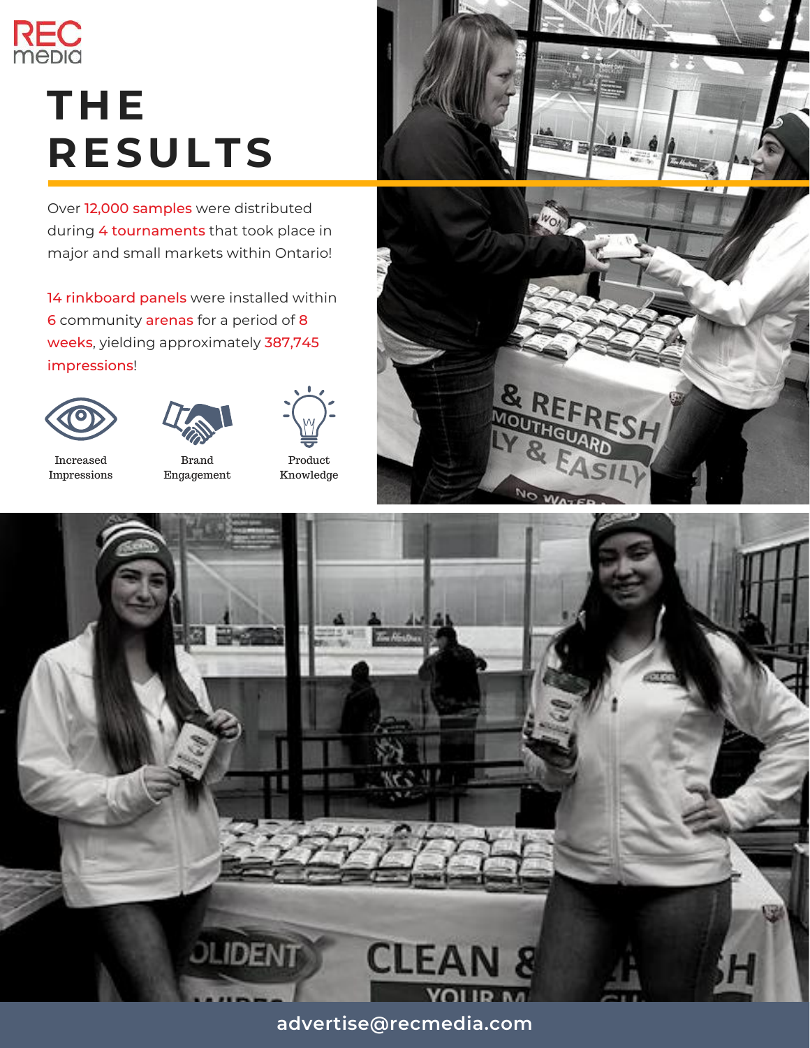REC media

# THE RESULTS

Over 12,000 samples were distributed during 4 tournaments that took place in major and small markets within Ontario!

14 rinkboard panels were installed within 6 community arenas for a period of 8 weeks, yielding approximately 387,745 impressions!

Increased Impressions

Brand Engagement

Product Knowledge

advertise@recmedia.com